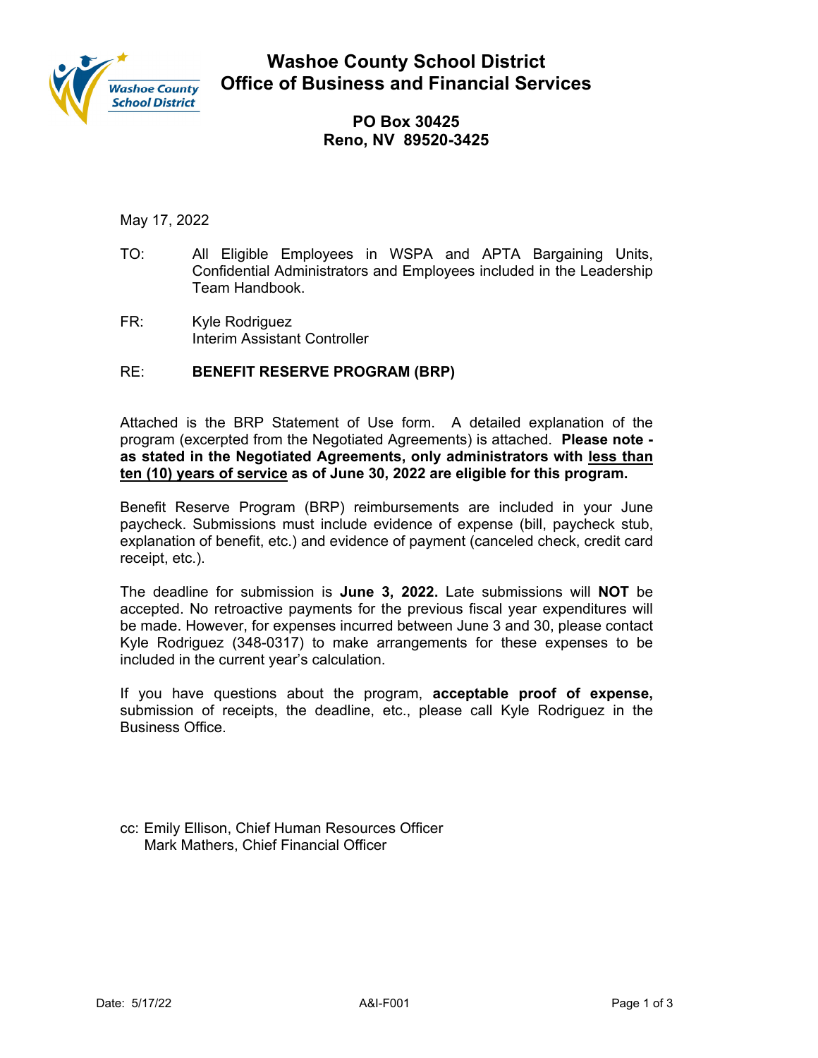# Washoe County School District
## Office of Business and Financial Services

**PO Box 30425**
**Reno, NV 89520-3425**

May 17, 2022

TO: All Eligible Employees in WSPA and APTA Bargaining Units, Confidential Administrators and Employees included in the Leadership Team Handbook.

FR: Kyle Rodriguez
Interim Assistant Controller

RE: **BENEFIT RESERVE PROGRAM (BRP)**

Attached is the BRP Statement of Use form. A detailed explanation of the program (excerpted from the Negotiated Agreements) is attached. **Please note - as stated in the Negotiated Agreements, only administrators with <u>less than ten (10) years of service</u> as of June 30, 2022 are eligible for this program.**

Benefit Reserve Program (BRP) reimbursements are included in your June paycheck. Submissions must include evidence of expense (bill, paycheck stub, explanation of benefit, etc.) and evidence of payment (canceled check, credit card receipt, etc.).

The deadline for submission is **June 3, 2022.** Late submissions will **NOT** be accepted. No retroactive payments for the previous fiscal year expenditures will be made. However, for expenses incurred between June 3 and 30, please contact Kyle Rodriguez (348-0317) to make arrangements for these expenses to be included in the current year's calculation.

If you have questions about the program, **acceptable proof of expense,** submission of receipts, the deadline, etc., please call Kyle Rodriguez in the Business Office.

cc: Emily Ellison, Chief Human Resources Officer
Mark Mathers, Chief Financial Officer

Date: 5/17/22 A&I-F001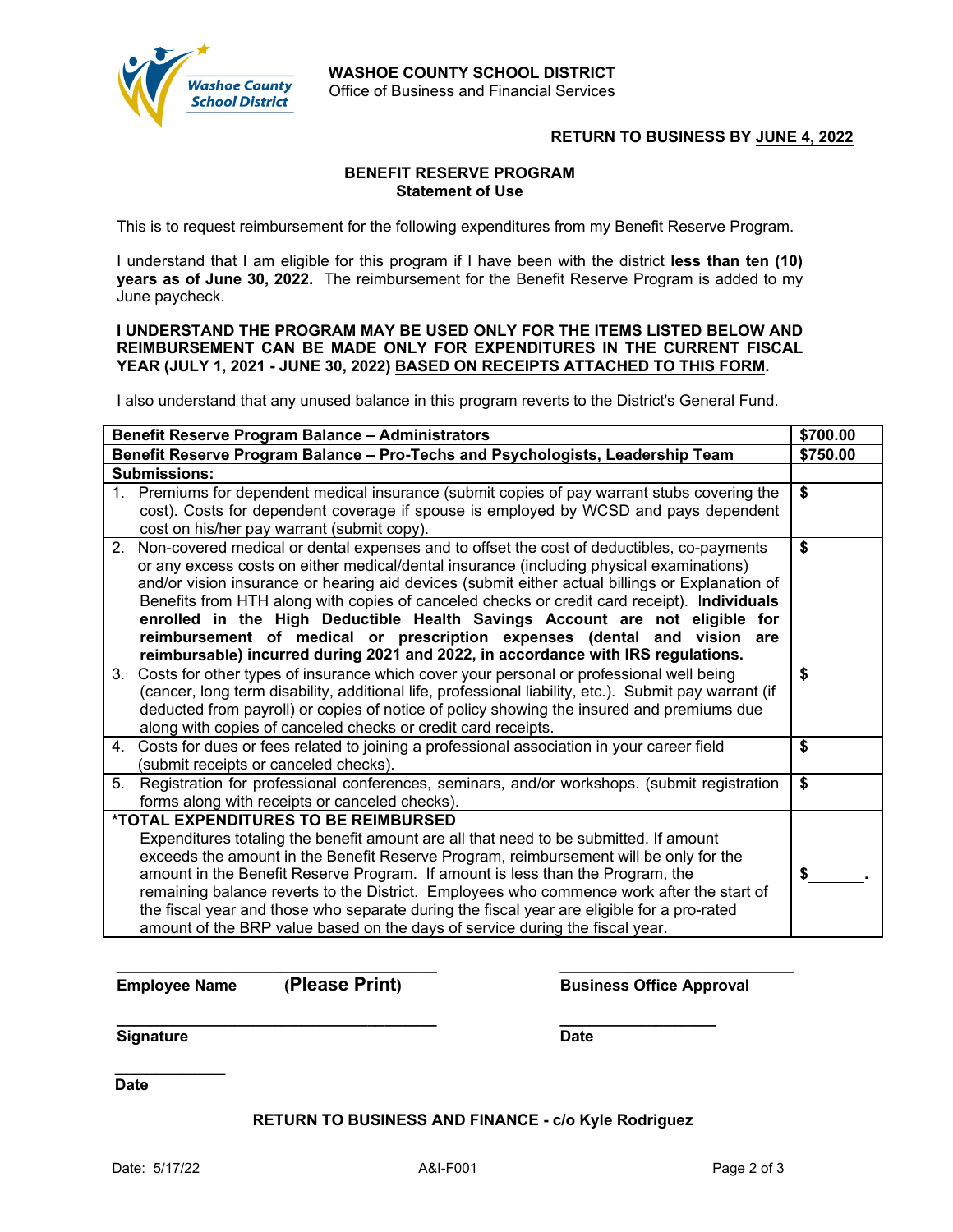**WASHOE COUNTY SCHOOL DISTRICT**
Office of Business and Financial Services

**RETURN TO BUSINESS BY JUNE 4, 2022**

## BENEFIT RESERVE PROGRAM
### Statement of Use

This is to request reimbursement for the following expenditures from my Benefit Reserve Program.

I understand that I am eligible for this program if I have been with the district **less than ten (10) years as of June 30, 2022.** The reimbursement for the Benefit Reserve Program is added to my June paycheck.

**I UNDERSTAND THE PROGRAM MAY BE USED ONLY FOR THE ITEMS LISTED BELOW AND REIMBURSEMENT CAN BE MADE ONLY FOR EXPENDITURES IN THE CURRENT FISCAL YEAR (JULY 1, 2021 - JUNE 30, 2022) BASED ON RECEIPTS ATTACHED TO THIS FORM.**

I also understand that any unused balance in this program reverts to the District's General Fund.

| **Benefit Reserve Program Balance – Administrators** | **$700.00** |
|---|---|
| **Benefit Reserve Program Balance – Pro-Techs and Psychologists, Leadership Team** | **$750.00** |
| **Submissions:** | |
| 1. Premiums for dependent medical insurance (submit copies of pay warrant stubs covering the cost). Costs for dependent coverage if spouse is employed by WCSD and pays dependent cost on his/her pay warrant (submit copy). | **$** |
| 2. Non-covered medical or dental expenses and to offset the cost of deductibles, co-payments or any excess costs on either medical/dental insurance (including physical examinations) and/or vision insurance or hearing aid devices (submit either actual billings or Explanation of Benefits from HTH along with copies of canceled checks or credit card receipt). **Individuals enrolled in the High Deductible Health Savings Account are not eligible for reimbursement of medical or prescription expenses (dental and vision are reimbursable) incurred during 2021 and 2022, in accordance with IRS regulations.** | **$** |
| 3. Costs for other types of insurance which cover your personal or professional well being (cancer, long term disability, additional life, professional liability, etc.). Submit pay warrant (if deducted from payroll) or copies of notice of policy showing the insured and premiums due along with copies of canceled checks or credit card receipts. | **$** |
| 4. Costs for dues or fees related to joining a professional association in your career field (submit receipts or canceled checks). | **$** |
| 5. Registration for professional conferences, seminars, and/or workshops. (submit registration forms along with receipts or canceled checks). | **$** |
| **\*TOTAL EXPENDITURES TO BE REIMBURSED** Expenditures totaling the benefit amount are all that need to be submitted. If amount exceeds the amount in the Benefit Reserve Program, reimbursement will be only for the amount in the Benefit Reserve Program. If amount is less than the Program, the remaining balance reverts to the District. Employees who commence work after the start of the fiscal year and those who separate during the fiscal year are eligible for a pro-rated amount of the BRP value based on the days of service during the fiscal year. | **$\_\_\_\_\_\_.** |

\_\_\_\_\_\_\_\_\_\_\_\_\_\_\_\_\_\_\_\_\_\_\_\_\_\_\_\_\_\_\_\_\_\_\_\_
**Employee Name** (**Please Print**)

\_\_\_\_\_\_\_\_\_\_\_\_\_\_\_\_\_\_\_\_\_\_\_\_\_\_\_\_\_\_\_\_\_\_\_\_
**Signature**

\_\_\_\_\_\_\_\_\_\_\_\_\_
**Date**

\_\_\_\_\_\_\_\_\_\_\_\_\_\_\_\_\_\_\_\_\_\_\_\_\_\_\_\_
**Business Office Approval**

\_\_\_\_\_\_\_\_\_\_\_\_\_\_\_\_\_\_
**Date**

**RETURN TO BUSINESS AND FINANCE - c/o Kyle Rodriguez**

Date: 5/17/22 A&I-F001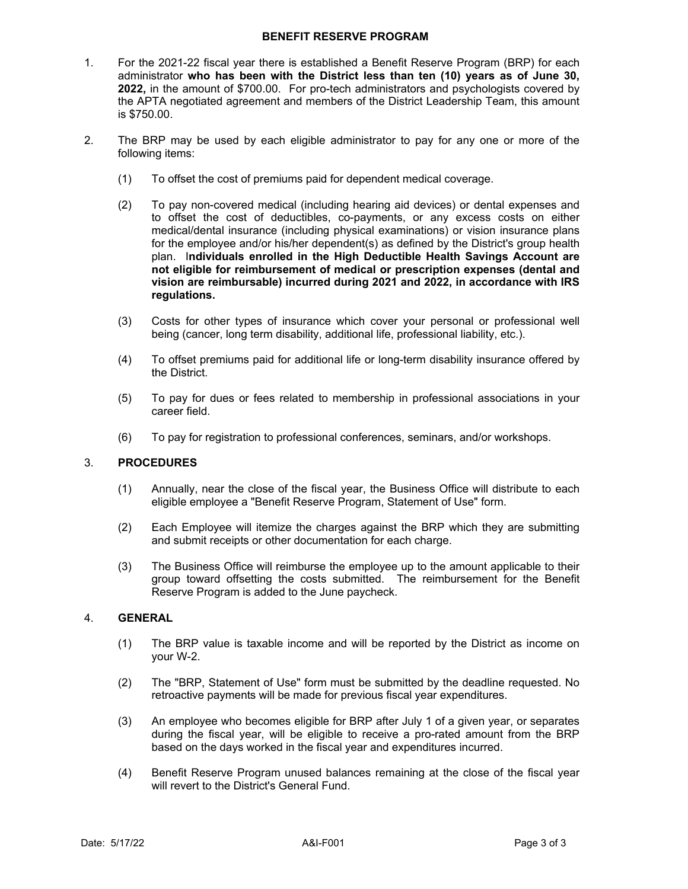## BENEFIT RESERVE PROGRAM

1. For the 2021-22 fiscal year there is established a Benefit Reserve Program (BRP) for each administrator **who has been with the District less than ten (10) years as of June 30, 2022,** in the amount of $700.00. For pro-tech administrators and psychologists covered by the APTA negotiated agreement and members of the District Leadership Team, this amount is $750.00.

2. The BRP may be used by each eligible administrator to pay for any one or more of the following items:

   (1) To offset the cost of premiums paid for dependent medical coverage.

   (2) To pay non-covered medical (including hearing aid devices) or dental expenses and to offset the cost of deductibles, co-payments, or any excess costs on either medical/dental insurance (including physical examinations) or vision insurance plans for the employee and/or his/her dependent(s) as defined by the District's group health plan. I**ndividuals enrolled in the High Deductible Health Savings Account are not eligible for reimbursement of medical or prescription expenses (dental and vision are reimbursable) incurred during 2021 and 2022, in accordance with IRS regulations.**

   (3) Costs for other types of insurance which cover your personal or professional well being (cancer, long term disability, additional life, professional liability, etc.).

   (4) To offset premiums paid for additional life or long-term disability insurance offered by the District.

   (5) To pay for dues or fees related to membership in professional associations in your career field.

   (6) To pay for registration to professional conferences, seminars, and/or workshops.

3. **PROCEDURES**

   (1) Annually, near the close of the fiscal year, the Business Office will distribute to each eligible employee a "Benefit Reserve Program, Statement of Use" form.

   (2) Each Employee will itemize the charges against the BRP which they are submitting and submit receipts or other documentation for each charge.

   (3) The Business Office will reimburse the employee up to the amount applicable to their group toward offsetting the costs submitted. The reimbursement for the Benefit Reserve Program is added to the June paycheck.

4. **GENERAL**

   (1) The BRP value is taxable income and will be reported by the District as income on your W-2.

   (2) The "BRP, Statement of Use" form must be submitted by the deadline requested. No retroactive payments will be made for previous fiscal year expenditures.

   (3) An employee who becomes eligible for BRP after July 1 of a given year, or separates during the fiscal year, will be eligible to receive a pro-rated amount from the BRP based on the days worked in the fiscal year and expenditures incurred.

   (4) Benefit Reserve Program unused balances remaining at the close of the fiscal year will revert to the District's General Fund.

Date: 5/17/22 A&I-F001